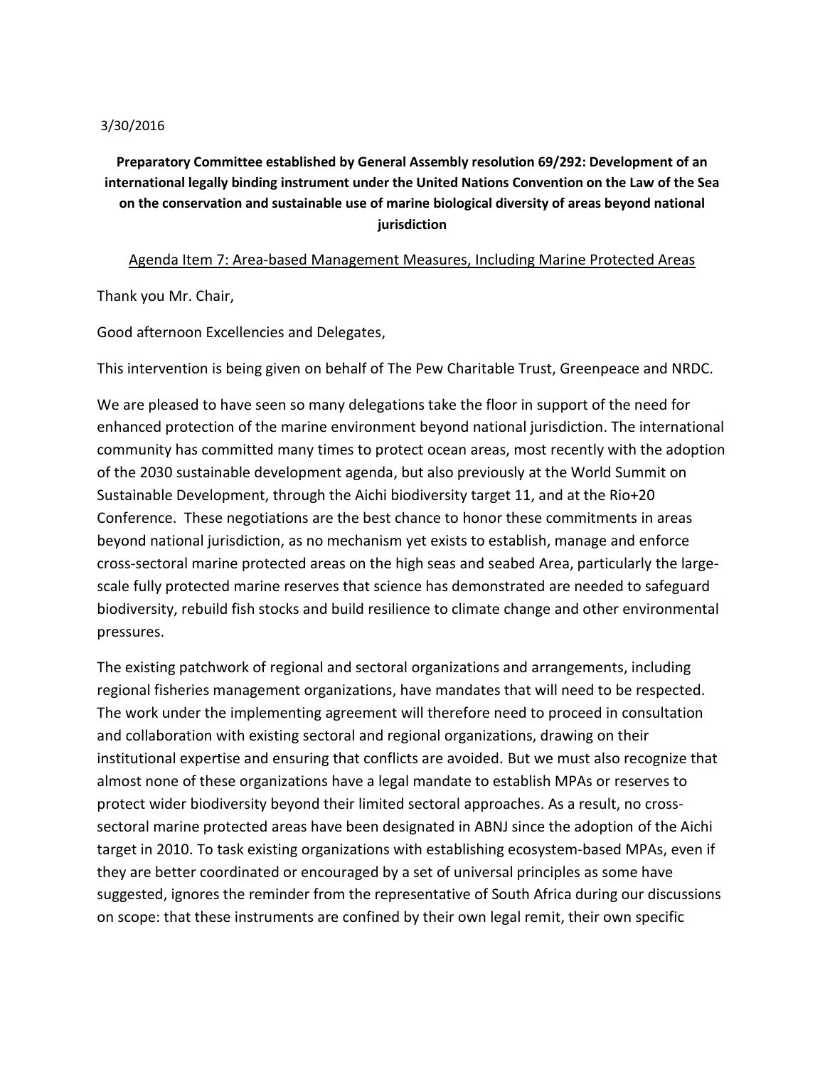3/30/2016

**Preparatory Committee established by General Assembly resolution 69/292: Development of an international legally binding instrument under the United Nations Convention on the Law of the Sea on the conservation and sustainable use of marine biological diversity of areas beyond national jurisdiction**

Agenda Item 7: Area-based Management Measures, Including Marine Protected Areas

Thank you Mr. Chair,

Good afternoon Excellencies and Delegates,

This intervention is being given on behalf of The Pew Charitable Trust, Greenpeace and NRDC.

We are pleased to have seen so many delegations take the floor in support of the need for enhanced protection of the marine environment beyond national jurisdiction. The international community has committed many times to protect ocean areas, most recently with the adoption of the 2030 sustainable development agenda, but also previously at the World Summit on Sustainable Development, through the Aichi biodiversity target 11, and at the Rio+20 Conference. These negotiations are the best chance to honor these commitments in areas beyond national jurisdiction, as no mechanism yet exists to establish, manage and enforce cross-sectoral marine protected areas on the high seas and seabed Area, particularly the large-scale fully protected marine reserves that science has demonstrated are needed to safeguard biodiversity, rebuild fish stocks and build resilience to climate change and other environmental pressures.

The existing patchwork of regional and sectoral organizations and arrangements, including regional fisheries management organizations, have mandates that will need to be respected. The work under the implementing agreement will therefore need to proceed in consultation and collaboration with existing sectoral and regional organizations, drawing on their institutional expertise and ensuring that conflicts are avoided. But we must also recognize that almost none of these organizations have a legal mandate to establish MPAs or reserves to protect wider biodiversity beyond their limited sectoral approaches. As a result, no cross-sectoral marine protected areas have been designated in ABNJ since the adoption of the Aichi target in 2010. To task existing organizations with establishing ecosystem-based MPAs, even if they are better coordinated or encouraged by a set of universal principles as some have suggested, ignores the reminder from the representative of South Africa during our discussions on scope: that these instruments are confined by their own legal remit, their own specific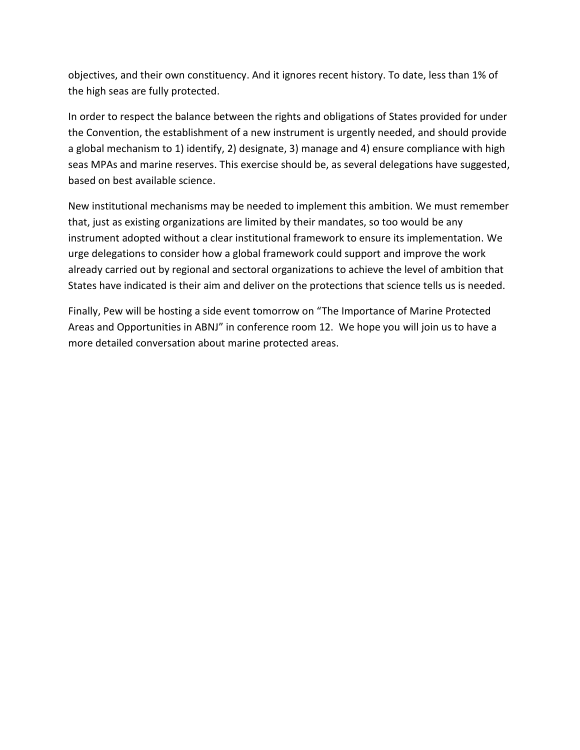objectives, and their own constituency. And it ignores recent history. To date, less than 1% of the high seas are fully protected.

In order to respect the balance between the rights and obligations of States provided for under the Convention, the establishment of a new instrument is urgently needed, and should provide a global mechanism to 1) identify, 2) designate, 3) manage and 4) ensure compliance with high seas MPAs and marine reserves. This exercise should be, as several delegations have suggested, based on best available science.

New institutional mechanisms may be needed to implement this ambition. We must remember that, just as existing organizations are limited by their mandates, so too would be any instrument adopted without a clear institutional framework to ensure its implementation. We urge delegations to consider how a global framework could support and improve the work already carried out by regional and sectoral organizations to achieve the level of ambition that States have indicated is their aim and deliver on the protections that science tells us is needed.

Finally, Pew will be hosting a side event tomorrow on "The Importance of Marine Protected Areas and Opportunities in ABNJ" in conference room 12. We hope you will join us to have a more detailed conversation about marine protected areas.